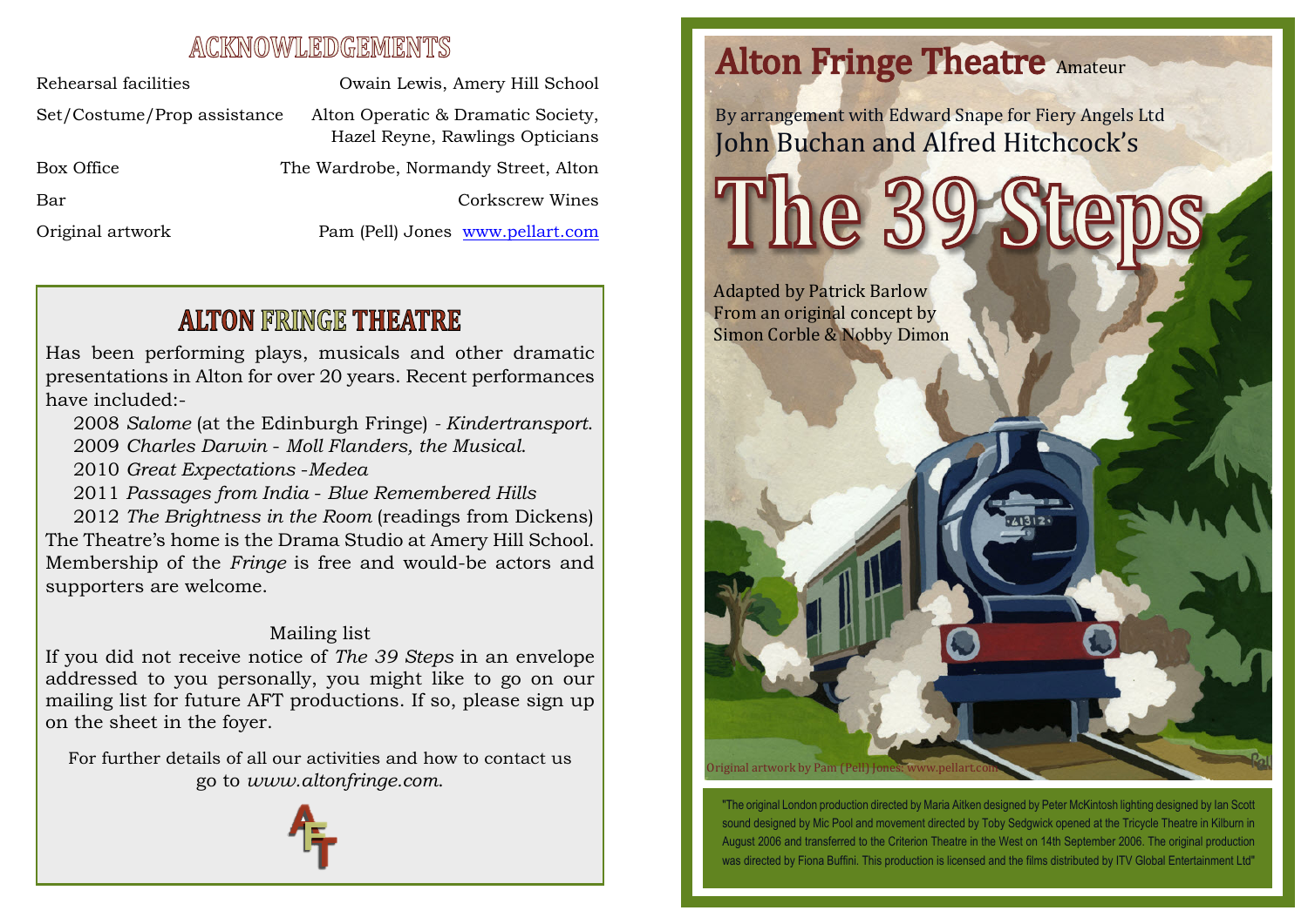# ACKNOWLEDGEMENTS

| | |
|---|---|
| Rehearsal facilities | Owain Lewis, Amery Hill School |
| Set/Costume/Prop assistance | Alton Operatic & Dramatic Society, Hazel Reyne, Rawlings Opticians |
| Box Office | The Wardrobe, Normandy Street, Alton |
| Bar | Corkscrew Wines |
| Original artwork | Pam (Pell) Jones www.pellart.com |

## ALTON FRINGE THEATRE

Has been performing plays, musicals and other dramatic presentations in Alton for over 20 years. Recent performances have included:-

2008 *Salome* (at the Edinburgh Fringe) - *Kindertransport*.
2009 *Charles Darwin* - *Moll Flanders, the Musical*.
2010 *Great Expectations* -*Medea*
2011 *Passages from India* - *Blue Remembered Hills*
2012 *The Brightness in the Room* (readings from Dickens)

The Theatre's home is the Drama Studio at Amery Hill School. Membership of the *Fringe* is free and would-be actors and supporters are welcome.

Mailing list

If you did not receive notice of *The 39 Steps* in an envelope addressed to you personally, you might like to go on our mailing list for future AFT productions. If so, please sign up on the sheet in the foyer.

For further details of all our activities and how to contact us go to *www.altonfringe.com*.

# Alton Fringe Theatre Amateur

By arrangement with Edward Snape for Fiery Angels Ltd

John Buchan and Alfred Hitchcock's

# The 39 Steps

Adapted by Patrick Barlow
From an original concept by
Simon Corble & Nobby Dimon

Original artwork by Pam (Pell) Jones: www.pellart.com

"The original London production directed by Maria Aitken designed by Peter McKintosh lighting designed by Ian Scott sound designed by Mic Pool and movement directed by Toby Sedgwick opened at the Tricycle Theatre in Kilburn in August 2006 and transferred to the Criterion Theatre in the West on 14th September 2006. The original production was directed by Fiona Buffini. This production is licensed and the films distributed by ITV Global Entertainment Ltd"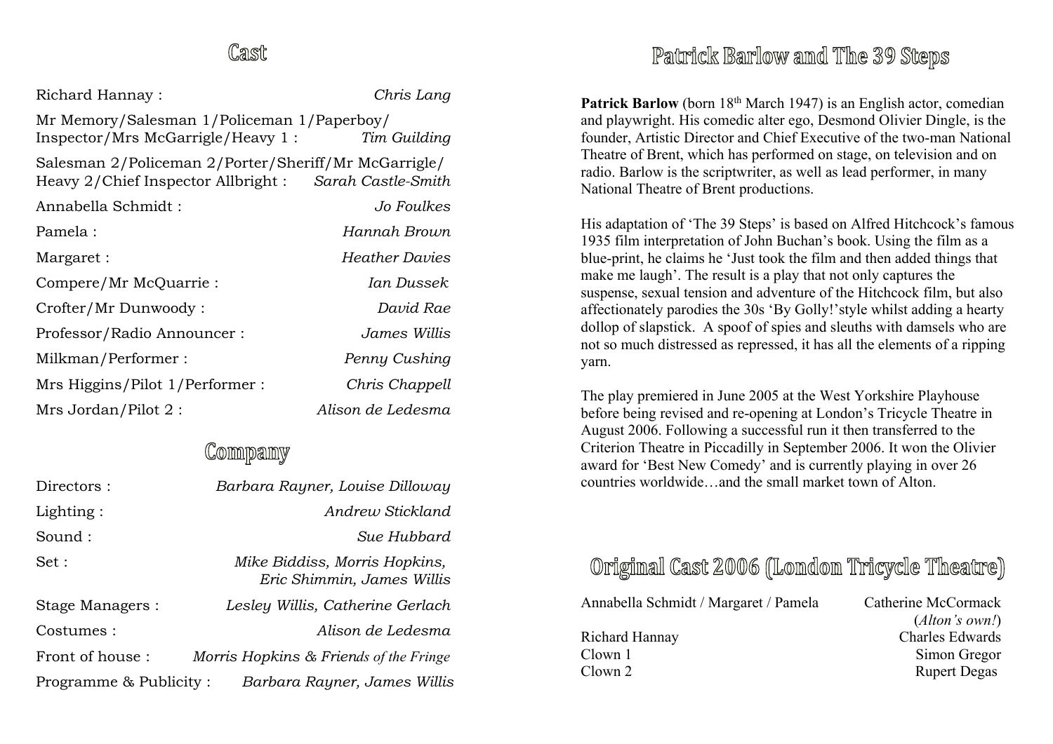## Cast

| | |
|---|---|
| Richard Hannay : | *Chris Lang* |
| Mr Memory/Salesman 1/Policeman 1/Paperboy/ Inspector/Mrs McGarrigle/Heavy 1 : | *Tim Guilding* |
| Salesman 2/Policeman 2/Porter/Sheriff/Mr McGarrigle/ Heavy 2/Chief Inspector Allbright : | *Sarah Castle-Smith* |
| Annabella Schmidt : | *Jo Foulkes* |
| Pamela : | *Hannah Brown* |
| Margaret : | *Heather Davies* |
| Compere/Mr McQuarrie : | *Ian Dussek* |
| Crofter/Mr Dunwoody : | *David Rae* |
| Professor/Radio Announcer : | *James Willis* |
| Milkman/Performer : | *Penny Cushing* |
| Mrs Higgins/Pilot 1/Performer : | *Chris Chappell* |
| Mrs Jordan/Pilot 2 : | *Alison de Ledesma* |

## Company

| | |
|---|---|
| Directors : | *Barbara Rayner, Louise Dilloway* |
| Lighting : | *Andrew Stickland* |
| Sound : | *Sue Hubbard* |
| Set : | *Mike Biddiss, Morris Hopkins, Eric Shimmin, James Willis* |
| Stage Managers : | *Lesley Willis, Catherine Gerlach* |
| Costumes : | *Alison de Ledesma* |
| Front of house : | *Morris Hopkins & Friends of the Fringe* |
| Programme & Publicity : | *Barbara Rayner, James Willis* |

## Patrick Barlow and The 39 Steps

**Patrick Barlow** (born 18th March 1947) is an English actor, comedian and playwright. His comedic alter ego, Desmond Olivier Dingle, is the founder, Artistic Director and Chief Executive of the two-man National Theatre of Brent, which has performed on stage, on television and on radio. Barlow is the scriptwriter, as well as lead performer, in many National Theatre of Brent productions.

His adaptation of 'The 39 Steps' is based on Alfred Hitchcock's famous 1935 film interpretation of John Buchan's book. Using the film as a blue-print, he claims he 'Just took the film and then added things that make me laugh'. The result is a play that not only captures the suspense, sexual tension and adventure of the Hitchcock film, but also affectionately parodies the 30s 'By Golly!'style whilst adding a hearty dollop of slapstick. A spoof of spies and sleuths with damsels who are not so much distressed as repressed, it has all the elements of a ripping yarn.

The play premiered in June 2005 at the West Yorkshire Playhouse before being revised and re-opening at London's Tricycle Theatre in August 2006. Following a successful run it then transferred to the Criterion Theatre in Piccadilly in September 2006. It won the Olivier award for 'Best New Comedy' and is currently playing in over 26 countries worldwide…and the small market town of Alton.

## Original Cast 2006 (London Tricycle Theatre)

| | |
|---|---|
| Annabella Schmidt / Margaret / Pamela | Catherine McCormack (*Alton's own!*) |
| Richard Hannay | Charles Edwards |
| Clown 1 | Simon Gregor |
| Clown 2 | Rupert Degas |